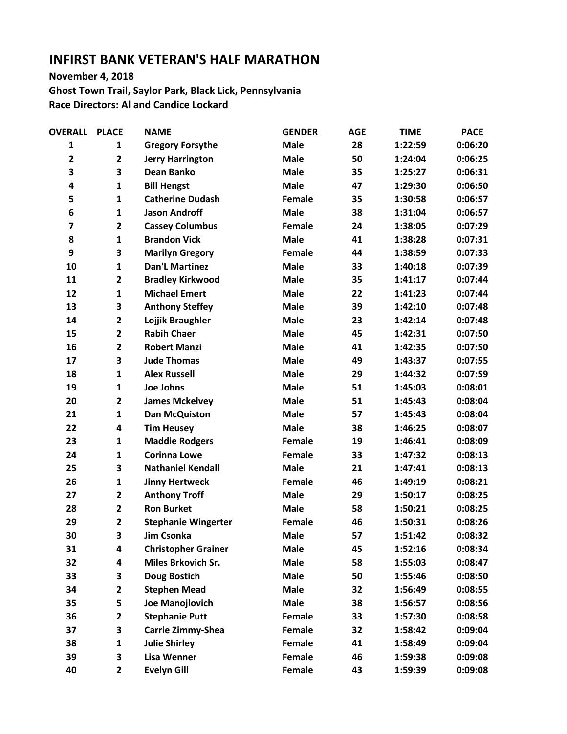# INFIRST BANK VETERAN'S HALF MARATHON

**November 4, 2018**

**Ghost Town Trail, Saylor Park, Black Lick, Pennsylvania**

**Race Directors: Al and Candice Lockard**

| OVERALL | PLACE | NAME | GENDER | AGE | TIME | PACE |
|---|---|---|---|---|---|---|
| 1 | 1 | Gregory Forsythe | Male | 28 | 1:22:59 | 0:06:20 |
| 2 | 2 | Jerry Harrington | Male | 50 | 1:24:04 | 0:06:25 |
| 3 | 3 | Dean Banko | Male | 35 | 1:25:27 | 0:06:31 |
| 4 | 1 | Bill Hengst | Male | 47 | 1:29:30 | 0:06:50 |
| 5 | 1 | Catherine Dudash | Female | 35 | 1:30:58 | 0:06:57 |
| 6 | 1 | Jason Androff | Male | 38 | 1:31:04 | 0:06:57 |
| 7 | 2 | Cassey Columbus | Female | 24 | 1:38:05 | 0:07:29 |
| 8 | 1 | Brandon Vick | Male | 41 | 1:38:28 | 0:07:31 |
| 9 | 3 | Marilyn Gregory | Female | 44 | 1:38:59 | 0:07:33 |
| 10 | 1 | Dan'L Martinez | Male | 33 | 1:40:18 | 0:07:39 |
| 11 | 2 | Bradley Kirkwood | Male | 35 | 1:41:17 | 0:07:44 |
| 12 | 1 | Michael Emert | Male | 22 | 1:41:23 | 0:07:44 |
| 13 | 3 | Anthony Steffey | Male | 39 | 1:42:10 | 0:07:48 |
| 14 | 2 | Lojjik Braughler | Male | 23 | 1:42:14 | 0:07:48 |
| 15 | 2 | Rabih Chaer | Male | 45 | 1:42:31 | 0:07:50 |
| 16 | 2 | Robert Manzi | Male | 41 | 1:42:35 | 0:07:50 |
| 17 | 3 | Jude Thomas | Male | 49 | 1:43:37 | 0:07:55 |
| 18 | 1 | Alex Russell | Male | 29 | 1:44:32 | 0:07:59 |
| 19 | 1 | Joe Johns | Male | 51 | 1:45:03 | 0:08:01 |
| 20 | 2 | James Mckelvey | Male | 51 | 1:45:43 | 0:08:04 |
| 21 | 1 | Dan McQuiston | Male | 57 | 1:45:43 | 0:08:04 |
| 22 | 4 | Tim Heusey | Male | 38 | 1:46:25 | 0:08:07 |
| 23 | 1 | Maddie Rodgers | Female | 19 | 1:46:41 | 0:08:09 |
| 24 | 1 | Corinna Lowe | Female | 33 | 1:47:32 | 0:08:13 |
| 25 | 3 | Nathaniel Kendall | Male | 21 | 1:47:41 | 0:08:13 |
| 26 | 1 | Jinny Hertweck | Female | 46 | 1:49:19 | 0:08:21 |
| 27 | 2 | Anthony Troff | Male | 29 | 1:50:17 | 0:08:25 |
| 28 | 2 | Ron Burket | Male | 58 | 1:50:21 | 0:08:25 |
| 29 | 2 | Stephanie Wingerter | Female | 46 | 1:50:31 | 0:08:26 |
| 30 | 3 | Jim Csonka | Male | 57 | 1:51:42 | 0:08:32 |
| 31 | 4 | Christopher Grainer | Male | 45 | 1:52:16 | 0:08:34 |
| 32 | 4 | Miles Brkovich Sr. | Male | 58 | 1:55:03 | 0:08:47 |
| 33 | 3 | Doug Bostich | Male | 50 | 1:55:46 | 0:08:50 |
| 34 | 2 | Stephen Mead | Male | 32 | 1:56:49 | 0:08:55 |
| 35 | 5 | Joe Manojlovich | Male | 38 | 1:56:57 | 0:08:56 |
| 36 | 2 | Stephanie Putt | Female | 33 | 1:57:30 | 0:08:58 |
| 37 | 3 | Carrie Zimmy-Shea | Female | 32 | 1:58:42 | 0:09:04 |
| 38 | 1 | Julie Shirley | Female | 41 | 1:58:49 | 0:09:04 |
| 39 | 3 | Lisa Wenner | Female | 46 | 1:59:38 | 0:09:08 |
| 40 | 2 | Evelyn Gill | Female | 43 | 1:59:39 | 0:09:08 |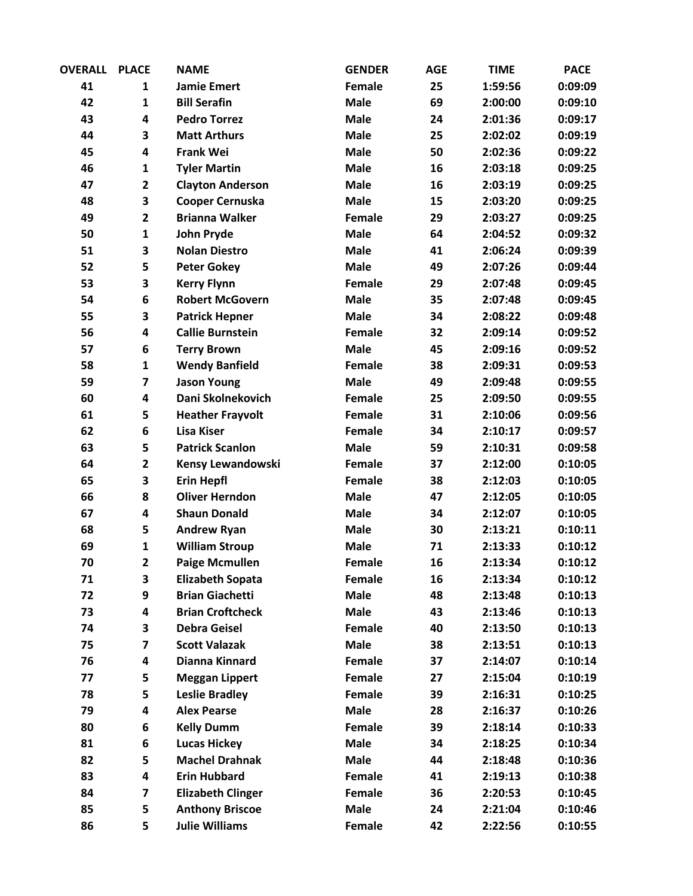| OVERALL | PLACE | NAME | GENDER | AGE | TIME | PACE |
|---|---|---|---|---|---|---|
| 41 | 1 | Jamie Emert | Female | 25 | 1:59:56 | 0:09:09 |
| 42 | 1 | Bill Serafin | Male | 69 | 2:00:00 | 0:09:10 |
| 43 | 4 | Pedro Torrez | Male | 24 | 2:01:36 | 0:09:17 |
| 44 | 3 | Matt Arthurs | Male | 25 | 2:02:02 | 0:09:19 |
| 45 | 4 | Frank Wei | Male | 50 | 2:02:36 | 0:09:22 |
| 46 | 1 | Tyler Martin | Male | 16 | 2:03:18 | 0:09:25 |
| 47 | 2 | Clayton Anderson | Male | 16 | 2:03:19 | 0:09:25 |
| 48 | 3 | Cooper Cernuska | Male | 15 | 2:03:20 | 0:09:25 |
| 49 | 2 | Brianna Walker | Female | 29 | 2:03:27 | 0:09:25 |
| 50 | 1 | John Pryde | Male | 64 | 2:04:52 | 0:09:32 |
| 51 | 3 | Nolan Diestro | Male | 41 | 2:06:24 | 0:09:39 |
| 52 | 5 | Peter Gokey | Male | 49 | 2:07:26 | 0:09:44 |
| 53 | 3 | Kerry Flynn | Female | 29 | 2:07:48 | 0:09:45 |
| 54 | 6 | Robert McGovern | Male | 35 | 2:07:48 | 0:09:45 |
| 55 | 3 | Patrick Hepner | Male | 34 | 2:08:22 | 0:09:48 |
| 56 | 4 | Callie Burnstein | Female | 32 | 2:09:14 | 0:09:52 |
| 57 | 6 | Terry Brown | Male | 45 | 2:09:16 | 0:09:52 |
| 58 | 1 | Wendy Banfield | Female | 38 | 2:09:31 | 0:09:53 |
| 59 | 7 | Jason Young | Male | 49 | 2:09:48 | 0:09:55 |
| 60 | 4 | Dani Skolnekovich | Female | 25 | 2:09:50 | 0:09:55 |
| 61 | 5 | Heather Frayvolt | Female | 31 | 2:10:06 | 0:09:56 |
| 62 | 6 | Lisa Kiser | Female | 34 | 2:10:17 | 0:09:57 |
| 63 | 5 | Patrick Scanlon | Male | 59 | 2:10:31 | 0:09:58 |
| 64 | 2 | Kensy Lewandowski | Female | 37 | 2:12:00 | 0:10:05 |
| 65 | 3 | Erin Hepfl | Female | 38 | 2:12:03 | 0:10:05 |
| 66 | 8 | Oliver Herndon | Male | 47 | 2:12:05 | 0:10:05 |
| 67 | 4 | Shaun Donald | Male | 34 | 2:12:07 | 0:10:05 |
| 68 | 5 | Andrew Ryan | Male | 30 | 2:13:21 | 0:10:11 |
| 69 | 1 | William Stroup | Male | 71 | 2:13:33 | 0:10:12 |
| 70 | 2 | Paige Mcmullen | Female | 16 | 2:13:34 | 0:10:12 |
| 71 | 3 | Elizabeth Sopata | Female | 16 | 2:13:34 | 0:10:12 |
| 72 | 9 | Brian Giachetti | Male | 48 | 2:13:48 | 0:10:13 |
| 73 | 4 | Brian Croftcheck | Male | 43 | 2:13:46 | 0:10:13 |
| 74 | 3 | Debra Geisel | Female | 40 | 2:13:50 | 0:10:13 |
| 75 | 7 | Scott Valazak | Male | 38 | 2:13:51 | 0:10:13 |
| 76 | 4 | Dianna Kinnard | Female | 37 | 2:14:07 | 0:10:14 |
| 77 | 5 | Meggan Lippert | Female | 27 | 2:15:04 | 0:10:19 |
| 78 | 5 | Leslie Bradley | Female | 39 | 2:16:31 | 0:10:25 |
| 79 | 4 | Alex Pearse | Male | 28 | 2:16:37 | 0:10:26 |
| 80 | 6 | Kelly Dumm | Female | 39 | 2:18:14 | 0:10:33 |
| 81 | 6 | Lucas Hickey | Male | 34 | 2:18:25 | 0:10:34 |
| 82 | 5 | Machel Drahnak | Male | 44 | 2:18:48 | 0:10:36 |
| 83 | 4 | Erin Hubbard | Female | 41 | 2:19:13 | 0:10:38 |
| 84 | 7 | Elizabeth Clinger | Female | 36 | 2:20:53 | 0:10:45 |
| 85 | 5 | Anthony Briscoe | Male | 24 | 2:21:04 | 0:10:46 |
| 86 | 5 | Julie Williams | Female | 42 | 2:22:56 | 0:10:55 |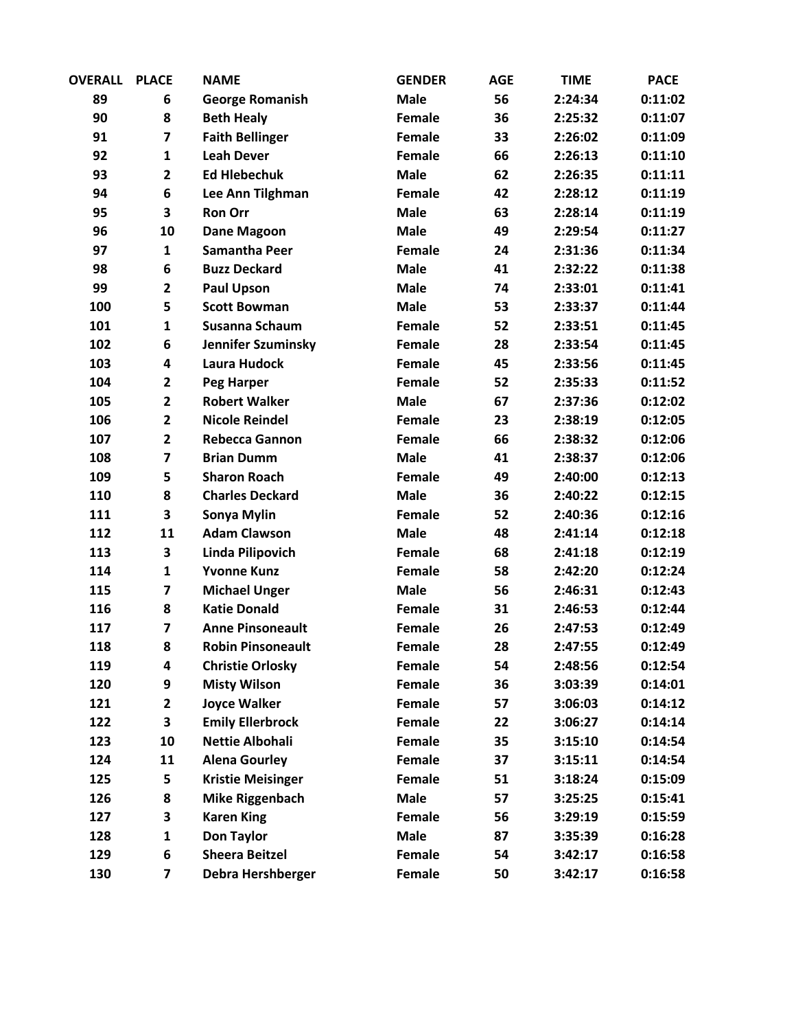| OVERALL | PLACE | NAME | GENDER | AGE | TIME | PACE |
|---|---|---|---|---|---|---|
| 89 | 6 | George Romanish | Male | 56 | 2:24:34 | 0:11:02 |
| 90 | 8 | Beth Healy | Female | 36 | 2:25:32 | 0:11:07 |
| 91 | 7 | Faith Bellinger | Female | 33 | 2:26:02 | 0:11:09 |
| 92 | 1 | Leah Dever | Female | 66 | 2:26:13 | 0:11:10 |
| 93 | 2 | Ed Hlebechuk | Male | 62 | 2:26:35 | 0:11:11 |
| 94 | 6 | Lee Ann Tilghman | Female | 42 | 2:28:12 | 0:11:19 |
| 95 | 3 | Ron Orr | Male | 63 | 2:28:14 | 0:11:19 |
| 96 | 10 | Dane Magoon | Male | 49 | 2:29:54 | 0:11:27 |
| 97 | 1 | Samantha Peer | Female | 24 | 2:31:36 | 0:11:34 |
| 98 | 6 | Buzz Deckard | Male | 41 | 2:32:22 | 0:11:38 |
| 99 | 2 | Paul Upson | Male | 74 | 2:33:01 | 0:11:41 |
| 100 | 5 | Scott Bowman | Male | 53 | 2:33:37 | 0:11:44 |
| 101 | 1 | Susanna Schaum | Female | 52 | 2:33:51 | 0:11:45 |
| 102 | 6 | Jennifer Szuminsky | Female | 28 | 2:33:54 | 0:11:45 |
| 103 | 4 | Laura Hudock | Female | 45 | 2:33:56 | 0:11:45 |
| 104 | 2 | Peg Harper | Female | 52 | 2:35:33 | 0:11:52 |
| 105 | 2 | Robert Walker | Male | 67 | 2:37:36 | 0:12:02 |
| 106 | 2 | Nicole Reindel | Female | 23 | 2:38:19 | 0:12:05 |
| 107 | 2 | Rebecca Gannon | Female | 66 | 2:38:32 | 0:12:06 |
| 108 | 7 | Brian Dumm | Male | 41 | 2:38:37 | 0:12:06 |
| 109 | 5 | Sharon Roach | Female | 49 | 2:40:00 | 0:12:13 |
| 110 | 8 | Charles Deckard | Male | 36 | 2:40:22 | 0:12:15 |
| 111 | 3 | Sonya Mylin | Female | 52 | 2:40:36 | 0:12:16 |
| 112 | 11 | Adam Clawson | Male | 48 | 2:41:14 | 0:12:18 |
| 113 | 3 | Linda Pilipovich | Female | 68 | 2:41:18 | 0:12:19 |
| 114 | 1 | Yvonne Kunz | Female | 58 | 2:42:20 | 0:12:24 |
| 115 | 7 | Michael Unger | Male | 56 | 2:46:31 | 0:12:43 |
| 116 | 8 | Katie Donald | Female | 31 | 2:46:53 | 0:12:44 |
| 117 | 7 | Anne Pinsoneault | Female | 26 | 2:47:53 | 0:12:49 |
| 118 | 8 | Robin Pinsoneault | Female | 28 | 2:47:55 | 0:12:49 |
| 119 | 4 | Christie Orlosky | Female | 54 | 2:48:56 | 0:12:54 |
| 120 | 9 | Misty Wilson | Female | 36 | 3:03:39 | 0:14:01 |
| 121 | 2 | Joyce Walker | Female | 57 | 3:06:03 | 0:14:12 |
| 122 | 3 | Emily Ellerbrock | Female | 22 | 3:06:27 | 0:14:14 |
| 123 | 10 | Nettie Albohali | Female | 35 | 3:15:10 | 0:14:54 |
| 124 | 11 | Alena Gourley | Female | 37 | 3:15:11 | 0:14:54 |
| 125 | 5 | Kristie Meisinger | Female | 51 | 3:18:24 | 0:15:09 |
| 126 | 8 | Mike Riggenbach | Male | 57 | 3:25:25 | 0:15:41 |
| 127 | 3 | Karen King | Female | 56 | 3:29:19 | 0:15:59 |
| 128 | 1 | Don Taylor | Male | 87 | 3:35:39 | 0:16:28 |
| 129 | 6 | Sheera Beitzel | Female | 54 | 3:42:17 | 0:16:58 |
| 130 | 7 | Debra Hershberger | Female | 50 | 3:42:17 | 0:16:58 |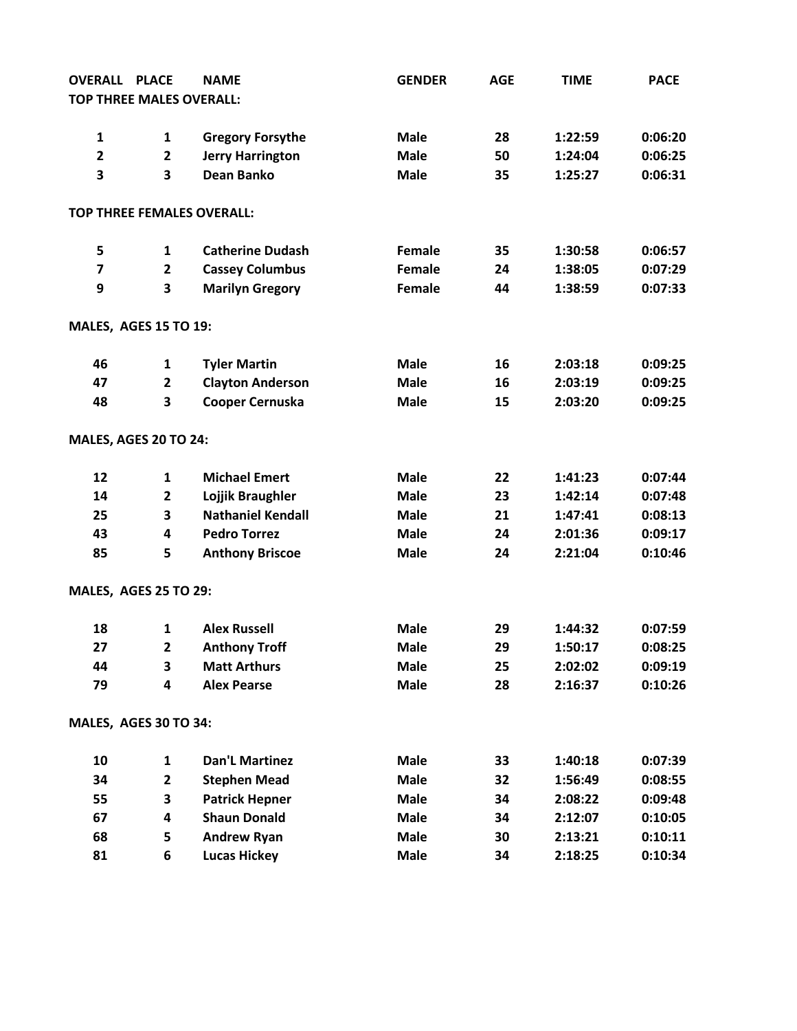| OVERALL | PLACE | NAME | GENDER | AGE | TIME | PACE |
|---|---|---|---|---|---|---|
| **TOP THREE MALES OVERALL:** | | | | | | |
| 1 | 1 | Gregory Forsythe | Male | 28 | 1:22:59 | 0:06:20 |
| 2 | 2 | Jerry Harrington | Male | 50 | 1:24:04 | 0:06:25 |
| 3 | 3 | Dean Banko | Male | 35 | 1:25:27 | 0:06:31 |
| **TOP THREE FEMALES OVERALL:** | | | | | | |
| 5 | 1 | Catherine Dudash | Female | 35 | 1:30:58 | 0:06:57 |
| 7 | 2 | Cassey Columbus | Female | 24 | 1:38:05 | 0:07:29 |
| 9 | 3 | Marilyn Gregory | Female | 44 | 1:38:59 | 0:07:33 |
| **MALES, AGES 15 TO 19:** | | | | | | |
| 46 | 1 | Tyler Martin | Male | 16 | 2:03:18 | 0:09:25 |
| 47 | 2 | Clayton Anderson | Male | 16 | 2:03:19 | 0:09:25 |
| 48 | 3 | Cooper Cernuska | Male | 15 | 2:03:20 | 0:09:25 |
| **MALES, AGES 20 TO 24:** | | | | | | |
| 12 | 1 | Michael Emert | Male | 22 | 1:41:23 | 0:07:44 |
| 14 | 2 | Lojjik Braughler | Male | 23 | 1:42:14 | 0:07:48 |
| 25 | 3 | Nathaniel Kendall | Male | 21 | 1:47:41 | 0:08:13 |
| 43 | 4 | Pedro Torrez | Male | 24 | 2:01:36 | 0:09:17 |
| 85 | 5 | Anthony Briscoe | Male | 24 | 2:21:04 | 0:10:46 |
| **MALES, AGES 25 TO 29:** | | | | | | |
| 18 | 1 | Alex Russell | Male | 29 | 1:44:32 | 0:07:59 |
| 27 | 2 | Anthony Troff | Male | 29 | 1:50:17 | 0:08:25 |
| 44 | 3 | Matt Arthurs | Male | 25 | 2:02:02 | 0:09:19 |
| 79 | 4 | Alex Pearse | Male | 28 | 2:16:37 | 0:10:26 |
| **MALES, AGES 30 TO 34:** | | | | | | |
| 10 | 1 | Dan'L Martinez | Male | 33 | 1:40:18 | 0:07:39 |
| 34 | 2 | Stephen Mead | Male | 32 | 1:56:49 | 0:08:55 |
| 55 | 3 | Patrick Hepner | Male | 34 | 2:08:22 | 0:09:48 |
| 67 | 4 | Shaun Donald | Male | 34 | 2:12:07 | 0:10:05 |
| 68 | 5 | Andrew Ryan | Male | 30 | 2:13:21 | 0:10:11 |
| 81 | 6 | Lucas Hickey | Male | 34 | 2:18:25 | 0:10:34 |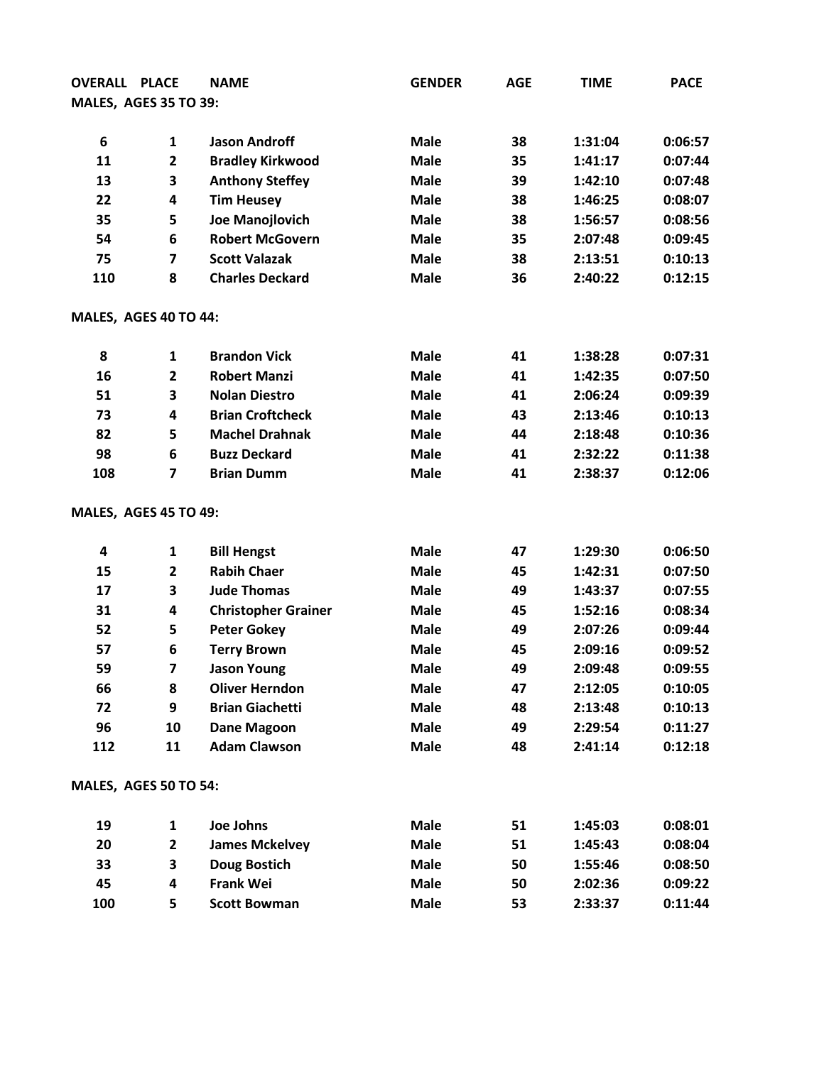| OVERALL | PLACE | NAME | GENDER | AGE | TIME | PACE |
|---|---|---|---|---|---|---|
| **MALES, AGES 35 TO 39:** | | | | | | |
| 6 | 1 | Jason Androff | Male | 38 | 1:31:04 | 0:06:57 |
| 11 | 2 | Bradley Kirkwood | Male | 35 | 1:41:17 | 0:07:44 |
| 13 | 3 | Anthony Steffey | Male | 39 | 1:42:10 | 0:07:48 |
| 22 | 4 | Tim Heusey | Male | 38 | 1:46:25 | 0:08:07 |
| 35 | 5 | Joe Manojlovich | Male | 38 | 1:56:57 | 0:08:56 |
| 54 | 6 | Robert McGovern | Male | 35 | 2:07:48 | 0:09:45 |
| 75 | 7 | Scott Valazak | Male | 38 | 2:13:51 | 0:10:13 |
| 110 | 8 | Charles Deckard | Male | 36 | 2:40:22 | 0:12:15 |
| **MALES, AGES 40 TO 44:** | | | | | | |
| 8 | 1 | Brandon Vick | Male | 41 | 1:38:28 | 0:07:31 |
| 16 | 2 | Robert Manzi | Male | 41 | 1:42:35 | 0:07:50 |
| 51 | 3 | Nolan Diestro | Male | 41 | 2:06:24 | 0:09:39 |
| 73 | 4 | Brian Croftcheck | Male | 43 | 2:13:46 | 0:10:13 |
| 82 | 5 | Machel Drahnak | Male | 44 | 2:18:48 | 0:10:36 |
| 98 | 6 | Buzz Deckard | Male | 41 | 2:32:22 | 0:11:38 |
| 108 | 7 | Brian Dumm | Male | 41 | 2:38:37 | 0:12:06 |
| **MALES, AGES 45 TO 49:** | | | | | | |
| 4 | 1 | Bill Hengst | Male | 47 | 1:29:30 | 0:06:50 |
| 15 | 2 | Rabih Chaer | Male | 45 | 1:42:31 | 0:07:50 |
| 17 | 3 | Jude Thomas | Male | 49 | 1:43:37 | 0:07:55 |
| 31 | 4 | Christopher Grainer | Male | 45 | 1:52:16 | 0:08:34 |
| 52 | 5 | Peter Gokey | Male | 49 | 2:07:26 | 0:09:44 |
| 57 | 6 | Terry Brown | Male | 45 | 2:09:16 | 0:09:52 |
| 59 | 7 | Jason Young | Male | 49 | 2:09:48 | 0:09:55 |
| 66 | 8 | Oliver Herndon | Male | 47 | 2:12:05 | 0:10:05 |
| 72 | 9 | Brian Giachetti | Male | 48 | 2:13:48 | 0:10:13 |
| 96 | 10 | Dane Magoon | Male | 49 | 2:29:54 | 0:11:27 |
| 112 | 11 | Adam Clawson | Male | 48 | 2:41:14 | 0:12:18 |
| **MALES, AGES 50 TO 54:** | | | | | | |
| 19 | 1 | Joe Johns | Male | 51 | 1:45:03 | 0:08:01 |
| 20 | 2 | James Mckelvey | Male | 51 | 1:45:43 | 0:08:04 |
| 33 | 3 | Doug Bostich | Male | 50 | 1:55:46 | 0:08:50 |
| 45 | 4 | Frank Wei | Male | 50 | 2:02:36 | 0:09:22 |
| 100 | 5 | Scott Bowman | Male | 53 | 2:33:37 | 0:11:44 |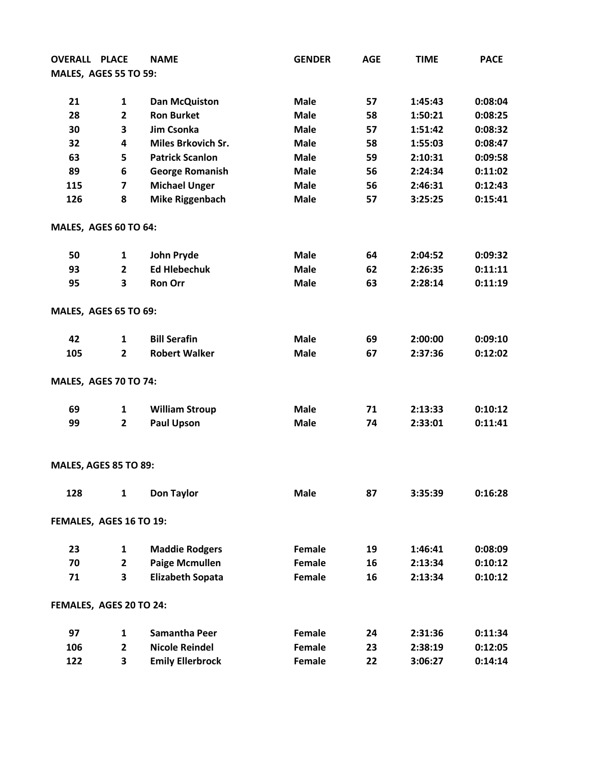| OVERALL | PLACE | NAME | GENDER | AGE | TIME | PACE |
|---|---|---|---|---|---|---|
| **MALES, AGES 55 TO 59:** | | | | | | |
| 21 | 1 | Dan McQuiston | Male | 57 | 1:45:43 | 0:08:04 |
| 28 | 2 | Ron Burket | Male | 58 | 1:50:21 | 0:08:25 |
| 30 | 3 | Jim Csonka | Male | 57 | 1:51:42 | 0:08:32 |
| 32 | 4 | Miles Brkovich Sr. | Male | 58 | 1:55:03 | 0:08:47 |
| 63 | 5 | Patrick Scanlon | Male | 59 | 2:10:31 | 0:09:58 |
| 89 | 6 | George Romanish | Male | 56 | 2:24:34 | 0:11:02 |
| 115 | 7 | Michael Unger | Male | 56 | 2:46:31 | 0:12:43 |
| 126 | 8 | Mike Riggenbach | Male | 57 | 3:25:25 | 0:15:41 |
| **MALES, AGES 60 TO 64:** | | | | | | |
| 50 | 1 | John Pryde | Male | 64 | 2:04:52 | 0:09:32 |
| 93 | 2 | Ed Hlebechuk | Male | 62 | 2:26:35 | 0:11:11 |
| 95 | 3 | Ron Orr | Male | 63 | 2:28:14 | 0:11:19 |
| **MALES, AGES 65 TO 69:** | | | | | | |
| 42 | 1 | Bill Serafin | Male | 69 | 2:00:00 | 0:09:10 |
| 105 | 2 | Robert Walker | Male | 67 | 2:37:36 | 0:12:02 |
| **MALES, AGES 70 TO 74:** | | | | | | |
| 69 | 1 | William Stroup | Male | 71 | 2:13:33 | 0:10:12 |
| 99 | 2 | Paul Upson | Male | 74 | 2:33:01 | 0:11:41 |
| **MALES, AGES 85 TO 89:** | | | | | | |
| 128 | 1 | Don Taylor | Male | 87 | 3:35:39 | 0:16:28 |
| **FEMALES, AGES 16 TO 19:** | | | | | | |
| 23 | 1 | Maddie Rodgers | Female | 19 | 1:46:41 | 0:08:09 |
| 70 | 2 | Paige Mcmullen | Female | 16 | 2:13:34 | 0:10:12 |
| 71 | 3 | Elizabeth Sopata | Female | 16 | 2:13:34 | 0:10:12 |
| **FEMALES, AGES 20 TO 24:** | | | | | | |
| 97 | 1 | Samantha Peer | Female | 24 | 2:31:36 | 0:11:34 |
| 106 | 2 | Nicole Reindel | Female | 23 | 2:38:19 | 0:12:05 |
| 122 | 3 | Emily Ellerbrock | Female | 22 | 3:06:27 | 0:14:14 |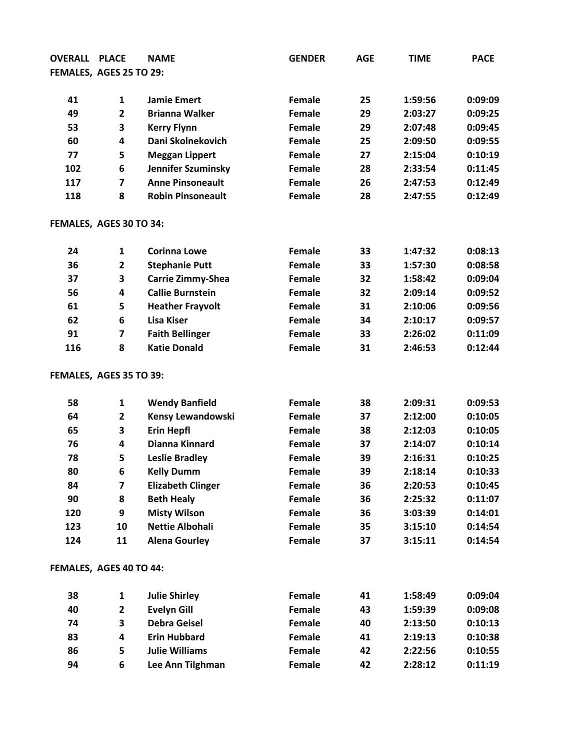| OVERALL | PLACE | NAME | GENDER | AGE | TIME | PACE |
|---|---|---|---|---|---|---|
| **FEMALES, AGES 25 TO 29:** | | | | | | |
| 41 | 1 | Jamie Emert | Female | 25 | 1:59:56 | 0:09:09 |
| 49 | 2 | Brianna Walker | Female | 29 | 2:03:27 | 0:09:25 |
| 53 | 3 | Kerry Flynn | Female | 29 | 2:07:48 | 0:09:45 |
| 60 | 4 | Dani Skolnekovich | Female | 25 | 2:09:50 | 0:09:55 |
| 77 | 5 | Meggan Lippert | Female | 27 | 2:15:04 | 0:10:19 |
| 102 | 6 | Jennifer Szuminsky | Female | 28 | 2:33:54 | 0:11:45 |
| 117 | 7 | Anne Pinsoneault | Female | 26 | 2:47:53 | 0:12:49 |
| 118 | 8 | Robin Pinsoneault | Female | 28 | 2:47:55 | 0:12:49 |
| **FEMALES, AGES 30 TO 34:** | | | | | | |
| 24 | 1 | Corinna Lowe | Female | 33 | 1:47:32 | 0:08:13 |
| 36 | 2 | Stephanie Putt | Female | 33 | 1:57:30 | 0:08:58 |
| 37 | 3 | Carrie Zimmy-Shea | Female | 32 | 1:58:42 | 0:09:04 |
| 56 | 4 | Callie Burnstein | Female | 32 | 2:09:14 | 0:09:52 |
| 61 | 5 | Heather Frayvolt | Female | 31 | 2:10:06 | 0:09:56 |
| 62 | 6 | Lisa Kiser | Female | 34 | 2:10:17 | 0:09:57 |
| 91 | 7 | Faith Bellinger | Female | 33 | 2:26:02 | 0:11:09 |
| 116 | 8 | Katie Donald | Female | 31 | 2:46:53 | 0:12:44 |
| **FEMALES, AGES 35 TO 39:** | | | | | | |
| 58 | 1 | Wendy Banfield | Female | 38 | 2:09:31 | 0:09:53 |
| 64 | 2 | Kensy Lewandowski | Female | 37 | 2:12:00 | 0:10:05 |
| 65 | 3 | Erin Hepfl | Female | 38 | 2:12:03 | 0:10:05 |
| 76 | 4 | Dianna Kinnard | Female | 37 | 2:14:07 | 0:10:14 |
| 78 | 5 | Leslie Bradley | Female | 39 | 2:16:31 | 0:10:25 |
| 80 | 6 | Kelly Dumm | Female | 39 | 2:18:14 | 0:10:33 |
| 84 | 7 | Elizabeth Clinger | Female | 36 | 2:20:53 | 0:10:45 |
| 90 | 8 | Beth Healy | Female | 36 | 2:25:32 | 0:11:07 |
| 120 | 9 | Misty Wilson | Female | 36 | 3:03:39 | 0:14:01 |
| 123 | 10 | Nettie Albohali | Female | 35 | 3:15:10 | 0:14:54 |
| 124 | 11 | Alena Gourley | Female | 37 | 3:15:11 | 0:14:54 |
| **FEMALES, AGES 40 TO 44:** | | | | | | |
| 38 | 1 | Julie Shirley | Female | 41 | 1:58:49 | 0:09:04 |
| 40 | 2 | Evelyn Gill | Female | 43 | 1:59:39 | 0:09:08 |
| 74 | 3 | Debra Geisel | Female | 40 | 2:13:50 | 0:10:13 |
| 83 | 4 | Erin Hubbard | Female | 41 | 2:19:13 | 0:10:38 |
| 86 | 5 | Julie Williams | Female | 42 | 2:22:56 | 0:10:55 |
| 94 | 6 | Lee Ann Tilghman | Female | 42 | 2:28:12 | 0:11:19 |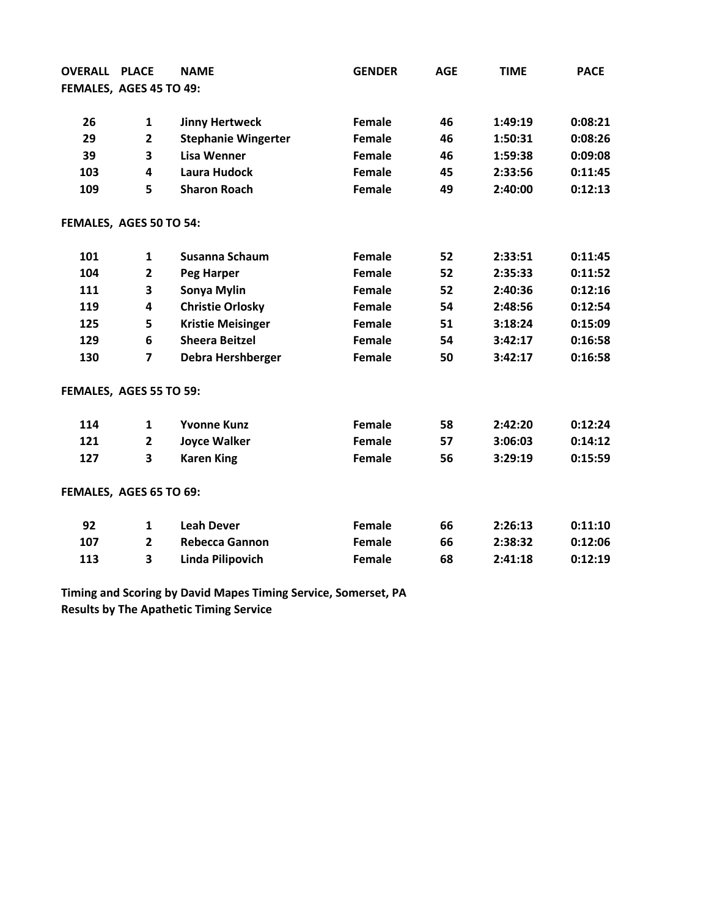| OVERALL | PLACE | NAME | GENDER | AGE | TIME | PACE |
|---|---|---|---|---|---|---|
| **FEMALES, AGES 45 TO 49:** | | | | | | |
| 26 | 1 | Jinny Hertweck | Female | 46 | 1:49:19 | 0:08:21 |
| 29 | 2 | Stephanie Wingerter | Female | 46 | 1:50:31 | 0:08:26 |
| 39 | 3 | Lisa Wenner | Female | 46 | 1:59:38 | 0:09:08 |
| 103 | 4 | Laura Hudock | Female | 45 | 2:33:56 | 0:11:45 |
| 109 | 5 | Sharon Roach | Female | 49 | 2:40:00 | 0:12:13 |
| **FEMALES, AGES 50 TO 54:** | | | | | | |
| 101 | 1 | Susanna Schaum | Female | 52 | 2:33:51 | 0:11:45 |
| 104 | 2 | Peg Harper | Female | 52 | 2:35:33 | 0:11:52 |
| 111 | 3 | Sonya Mylin | Female | 52 | 2:40:36 | 0:12:16 |
| 119 | 4 | Christie Orlosky | Female | 54 | 2:48:56 | 0:12:54 |
| 125 | 5 | Kristie Meisinger | Female | 51 | 3:18:24 | 0:15:09 |
| 129 | 6 | Sheera Beitzel | Female | 54 | 3:42:17 | 0:16:58 |
| 130 | 7 | Debra Hershberger | Female | 50 | 3:42:17 | 0:16:58 |
| **FEMALES, AGES 55 TO 59:** | | | | | | |
| 114 | 1 | Yvonne Kunz | Female | 58 | 2:42:20 | 0:12:24 |
| 121 | 2 | Joyce Walker | Female | 57 | 3:06:03 | 0:14:12 |
| 127 | 3 | Karen King | Female | 56 | 3:29:19 | 0:15:59 |
| **FEMALES, AGES 65 TO 69:** | | | | | | |
| 92 | 1 | Leah Dever | Female | 66 | 2:26:13 | 0:11:10 |
| 107 | 2 | Rebecca Gannon | Female | 66 | 2:38:32 | 0:12:06 |
| 113 | 3 | Linda Pilipovich | Female | 68 | 2:41:18 | 0:12:19 |

**Timing and Scoring by David Mapes Timing Service, Somerset, PA**
**Results by The Apathetic Timing Service**